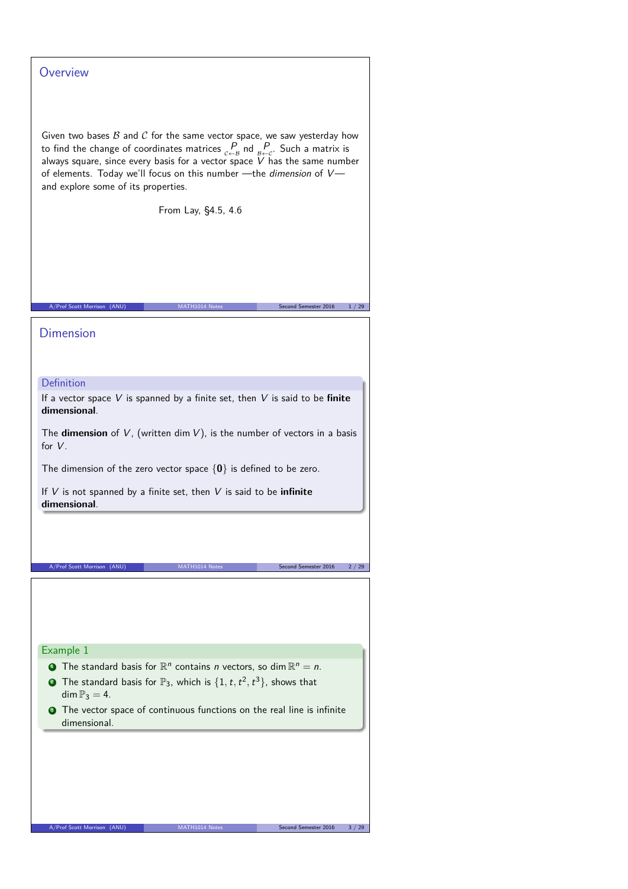## Overview

Given two bases $\mathcal{B}$ and $\mathcal{C}$ for the same vector space, we saw yesterday how to find the change of coordinates matrices $\underset{\mathcal{C}\leftarrow\mathcal{B}}{P}$ nd $\underset{\mathcal{B}\leftarrow\mathcal{C}}{P}$. Such a matrix is always square, since every basis for a vector space $V$ has the same number of elements. Today we'll focus on this number —the *dimension* of $V$— and explore some of its properties.

From Lay, §4.5, 4.6

## Dimension

### Definition

If a vector space $V$ is spanned by a finite set, then $V$ is said to be **finite dimensional**.

The **dimension** of $V$, (written $\dim V$), is the number of vectors in a basis for $V$.

The dimension of the zero vector space $\{\mathbf{0}\}$ is defined to be zero.

If $V$ is not spanned by a finite set, then $V$ is said to be **infinite dimensional**.

### Example 1

1. The standard basis for $\mathbb{R}^n$ contains $n$ vectors, so $\dim \mathbb{R}^n = n$.
2. The standard basis for $\mathbb{P}_3$, which is $\{1, t, t^2, t^3\}$, shows that $\dim \mathbb{P}_3 = 4$.
3. The vector space of continuous functions on the real line is infinite dimensional.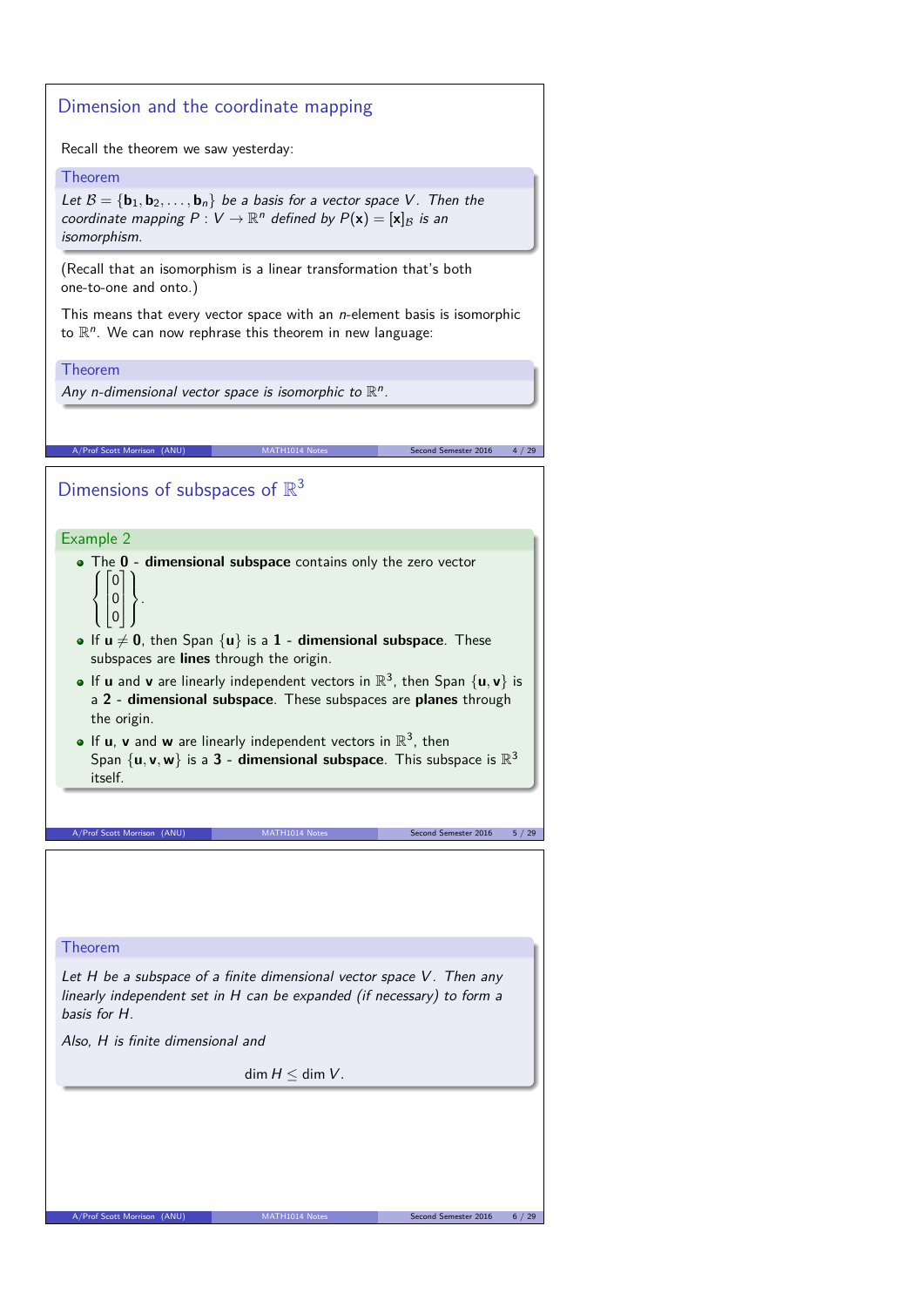## Dimension and the coordinate mapping

Recall the theorem we saw yesterday:

**Theorem**

*Let $\mathcal{B} = \{\mathbf{b}_1, \mathbf{b}_2, \ldots, \mathbf{b}_n\}$ be a basis for a vector space $V$. Then the coordinate mapping $P : V \to \mathbb{R}^n$ defined by $P(\mathbf{x}) = [\mathbf{x}]_{\mathcal{B}}$ is an isomorphism.*

(Recall that an isomorphism is a linear transformation that's both one-to-one and onto.)

This means that every vector space with an $n$-element basis is isomorphic to $\mathbb{R}^n$. We can now rephrase this theorem in new language:

**Theorem**

*Any $n$-dimensional vector space is isomorphic to $\mathbb{R}^n$.*

## Dimensions of subspaces of $\mathbb{R}^3$

**Example 2**

- The **0 - dimensional subspace** contains only the zero vector $\left\{ \begin{bmatrix} 0 \\ 0 \\ 0 \end{bmatrix} \right\}$.
- If $\mathbf{u} \neq \mathbf{0}$, then Span $\{\mathbf{u}\}$ is a **1 - dimensional subspace**. These subspaces are **lines** through the origin.
- If $\mathbf{u}$ and $\mathbf{v}$ are linearly independent vectors in $\mathbb{R}^3$, then Span $\{\mathbf{u}, \mathbf{v}\}$ is a **2 - dimensional subspace**. These subspaces are **planes** through the origin.
- If $\mathbf{u}$, $\mathbf{v}$ and $\mathbf{w}$ are linearly independent vectors in $\mathbb{R}^3$, then Span $\{\mathbf{u}, \mathbf{v}, \mathbf{w}\}$ is a **3 - dimensional subspace**. This subspace is $\mathbb{R}^3$ itself.

**Theorem**

*Let $H$ be a subspace of a finite dimensional vector space $V$. Then any linearly independent set in $H$ can be expanded (if necessary) to form a basis for $H$.*

*Also, $H$ is finite dimensional and*

$$\dim H \leq \dim V.$$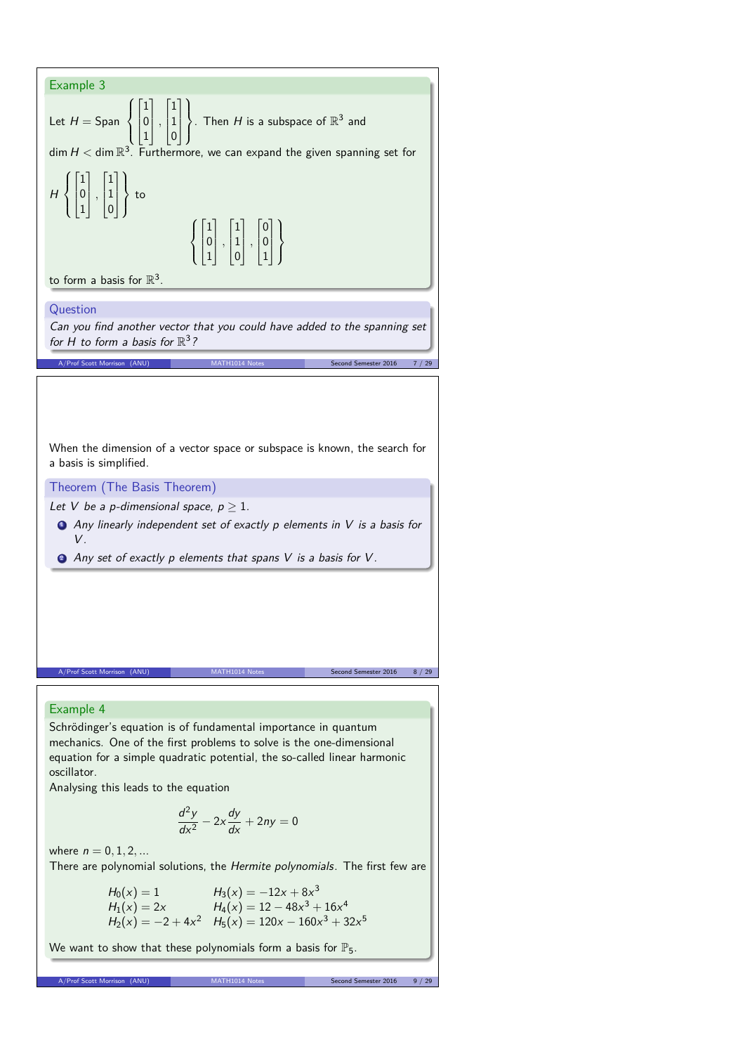### Example 3

Let $H = \text{Span}\left\{\begin{bmatrix}1\\0\\1\end{bmatrix}, \begin{bmatrix}1\\1\\0\end{bmatrix}\right\}$. Then $H$ is a subspace of $\mathbb{R}^3$ and $\dim H < \dim \mathbb{R}^3$. Furthermore, we can expand the given spanning set for $H \left\{\begin{bmatrix}1\\0\\1\end{bmatrix}, \begin{bmatrix}1\\1\\0\end{bmatrix}\right\}$ to

$$\left\{\begin{bmatrix}1\\0\\1\end{bmatrix}, \begin{bmatrix}1\\1\\0\end{bmatrix}, \begin{bmatrix}0\\0\\1\end{bmatrix}\right\}$$

to form a basis for $\mathbb{R}^3$.

### Question

*Can you find another vector that you could have added to the spanning set for $H$ to form a basis for $\mathbb{R}^3$?*

When the dimension of a vector space or subspace is known, the search for a basis is simplified.

### Theorem (The Basis Theorem)

*Let $V$ be a $p$-dimensional space, $p \geq 1$.*

1. *Any linearly independent set of exactly $p$ elements in $V$ is a basis for $V$.*
2. *Any set of exactly $p$ elements that spans $V$ is a basis for $V$.*

### Example 4

Schrödinger's equation is of fundamental importance in quantum mechanics. One of the first problems to solve is the one-dimensional equation for a simple quadratic potential, the so-called linear harmonic oscillator.

Analysing this leads to the equation

$$\frac{d^2y}{dx^2} - 2x\frac{dy}{dx} + 2ny = 0$$

where $n = 0, 1, 2, \ldots$

There are polynomial solutions, the *Hermite polynomials*. The first few are

$$\begin{array}{ll} H_0(x) = 1 & H_3(x) = -12x + 8x^3 \\ H_1(x) = 2x & H_4(x) = 12 - 48x^3 + 16x^4 \\ H_2(x) = -2 + 4x^2 & H_5(x) = 120x - 160x^3 + 32x^5 \end{array}$$

We want to show that these polynomials form a basis for $\mathbb{P}_5$.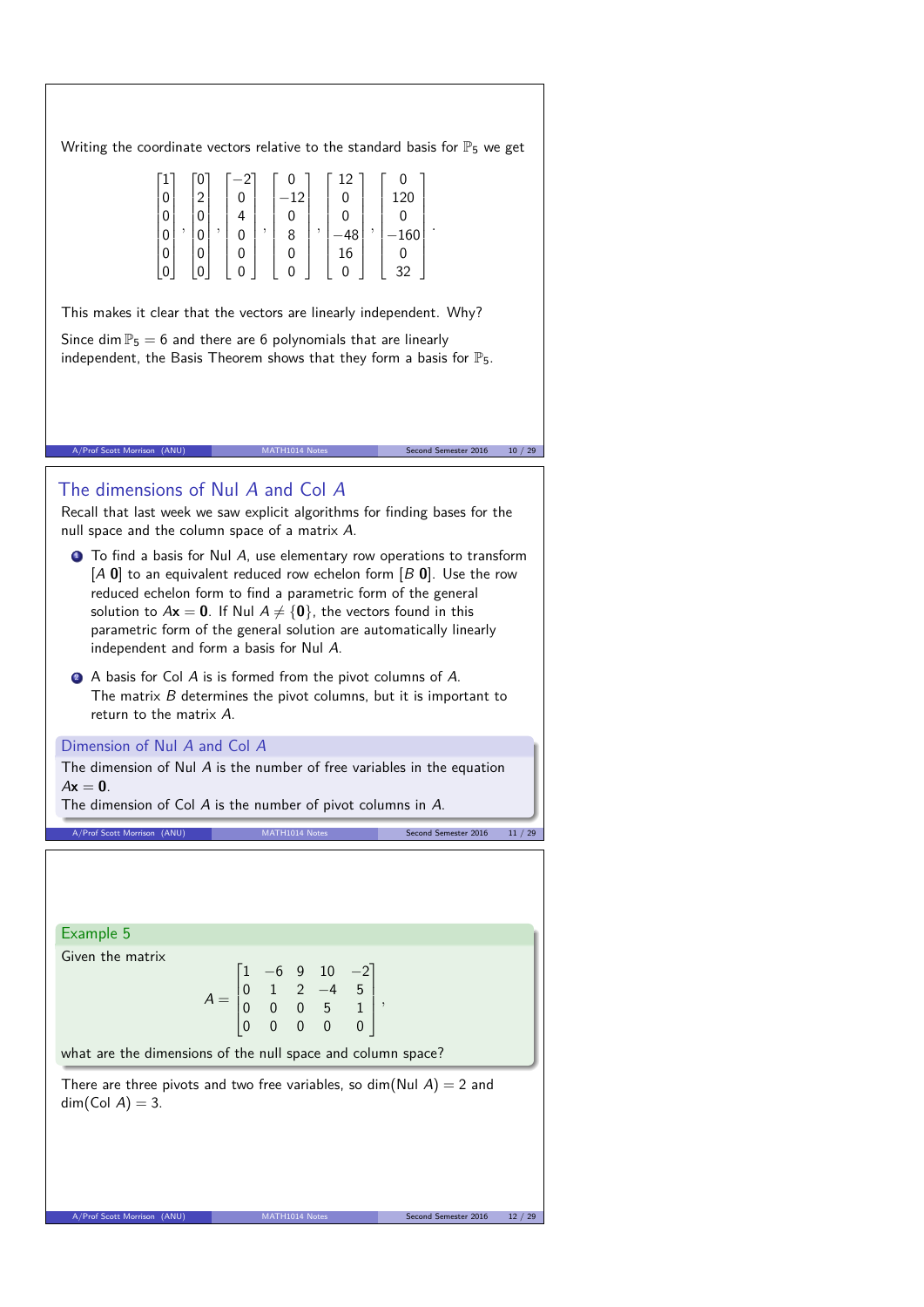Writing the coordinate vectors relative to the standard basis for $\mathbb{P}_5$ we get

$$\begin{bmatrix}1\\0\\0\\0\\0\\0\end{bmatrix}, \begin{bmatrix}0\\2\\0\\0\\0\\0\end{bmatrix}, \begin{bmatrix}-2\\0\\4\\0\\0\\0\end{bmatrix}, \begin{bmatrix}0\\-12\\0\\8\\0\\0\end{bmatrix}, \begin{bmatrix}12\\0\\0\\-48\\16\\0\end{bmatrix}, \begin{bmatrix}0\\120\\0\\-160\\0\\32\end{bmatrix}.$$

This makes it clear that the vectors are linearly independent. Why?

Since $\dim \mathbb{P}_5 = 6$ and there are 6 polynomials that are linearly independent, the Basis Theorem shows that they form a basis for $\mathbb{P}_5$.

## The dimensions of Nul $A$ and Col $A$

Recall that last week we saw explicit algorithms for finding bases for the null space and the column space of a matrix $A$.

1. To find a basis for Nul $A$, use elementary row operations to transform $[A\ \mathbf{0}]$ to an equivalent reduced row echelon form $[B\ \mathbf{0}]$. Use the row reduced echelon form to find a parametric form of the general solution to $A\mathbf{x} = \mathbf{0}$. If Nul $A \neq \{\mathbf{0}\}$, the vectors found in this parametric form of the general solution are automatically linearly independent and form a basis for Nul $A$.
2. A basis for Col $A$ is is formed from the pivot columns of $A$. The matrix $B$ determines the pivot columns, but it is important to return to the matrix $A$.

**Dimension of Nul $A$ and Col $A$**

The dimension of Nul $A$ is the number of free variables in the equation $A\mathbf{x} = \mathbf{0}$.
The dimension of Col $A$ is the number of pivot columns in $A$.

**Example 5**

Given the matrix

$$A = \begin{bmatrix} 1 & -6 & 9 & 10 & -2 \\ 0 & 1 & 2 & -4 & 5 \\ 0 & 0 & 0 & 5 & 1 \\ 0 & 0 & 0 & 0 & 0 \end{bmatrix},$$

what are the dimensions of the null space and column space?

There are three pivots and two free variables, so $\dim(\text{Nul } A) = 2$ and $\dim(\text{Col } A) = 3$.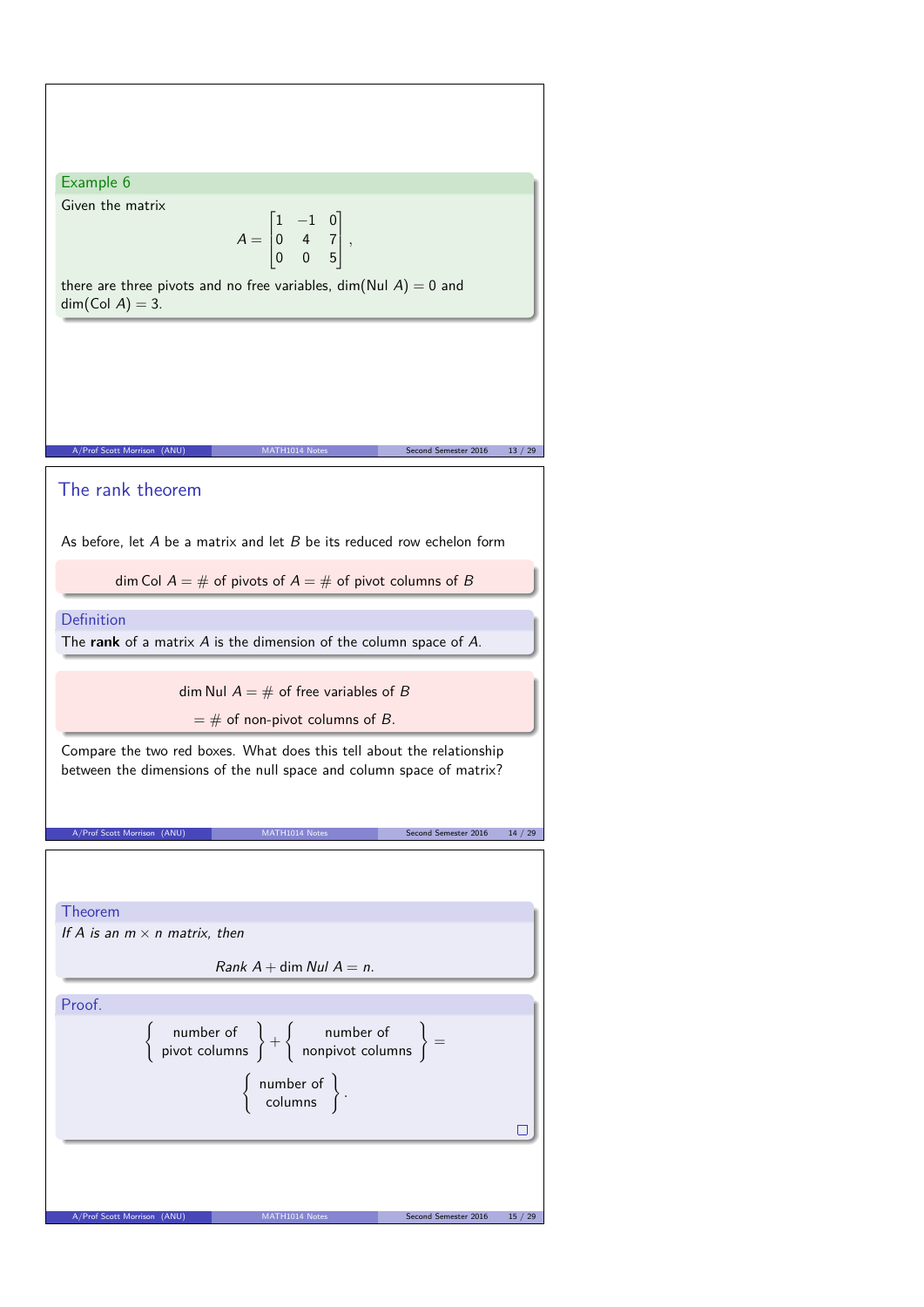**Example 6**

Given the matrix

$$A = \begin{bmatrix} 1 & -1 & 0 \\ 0 & 4 & 7 \\ 0 & 0 & 5 \end{bmatrix},$$

there are three pivots and no free variables, $\dim(\text{Nul } A) = 0$ and $\dim(\text{Col } A) = 3$.

## The rank theorem

As before, let $A$ be a matrix and let $B$ be its reduced row echelon form

$$\dim \text{Col } A = \# \text{ of pivots of } A = \# \text{ of pivot columns of } B$$

**Definition**

The **rank** of a matrix $A$ is the dimension of the column space of $A$.

$$\dim \text{Nul } A = \# \text{ of free variables of } B$$
$$= \# \text{ of non-pivot columns of } B.$$

Compare the two red boxes. What does this tell about the relationship between the dimensions of the null space and column space of matrix?

**Theorem**

*If $A$ is an $m \times n$ matrix, then*

$$\text{Rank } A + \dim \text{Nul } A = n.$$

**Proof.**

$$\left\{ \begin{array}{c} \text{number of} \\ \text{pivot columns} \end{array} \right\} + \left\{ \begin{array}{c} \text{number of} \\ \text{nonpivot columns} \end{array} \right\} = \left\{ \begin{array}{c} \text{number of} \\ \text{columns} \end{array} \right\}.$$

□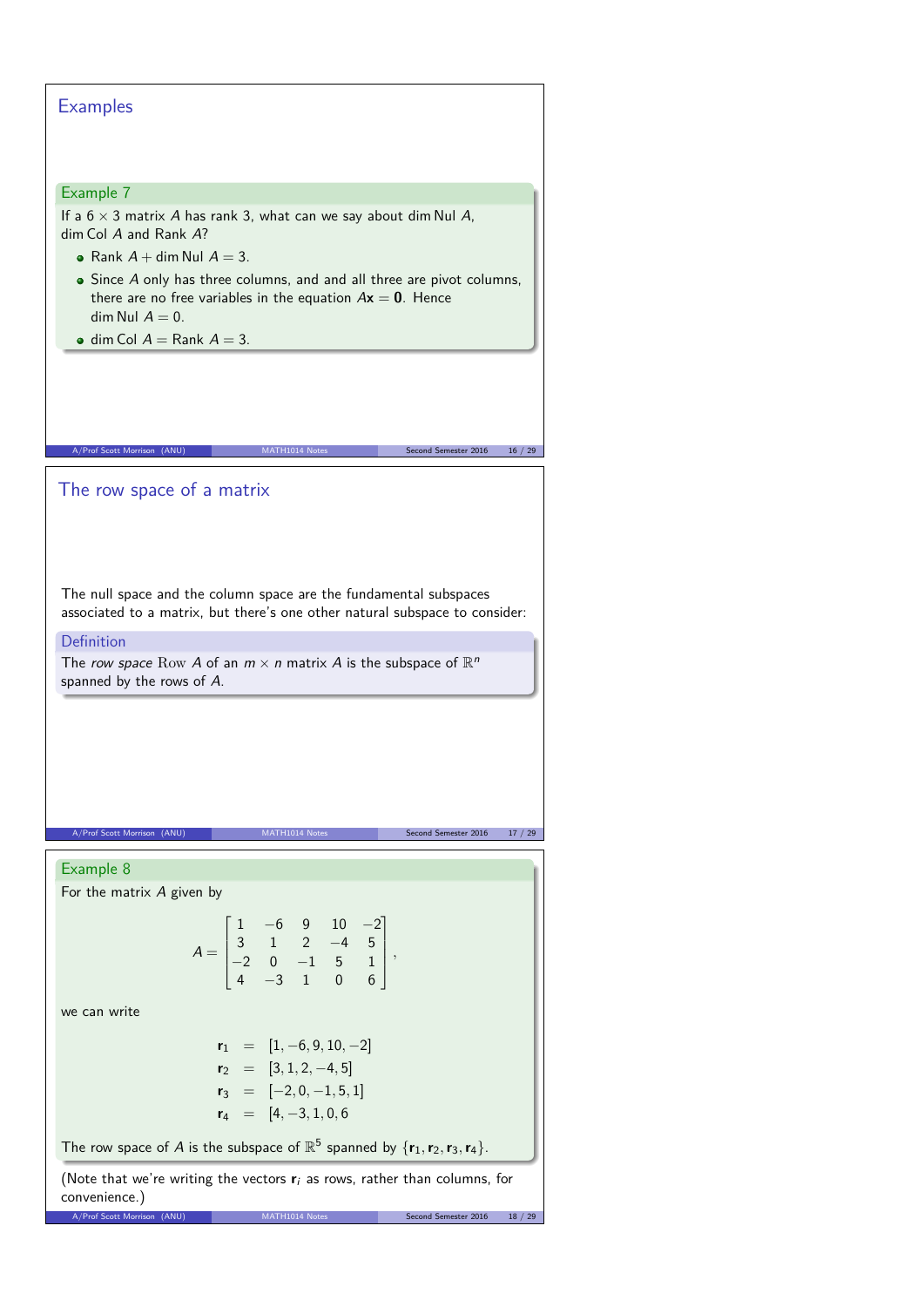## Examples

### Example 7

If a $6 \times 3$ matrix $A$ has rank 3, what can we say about $\dim \text{Nul } A$, $\dim \text{Col } A$ and Rank $A$?

- Rank $A + \dim \text{Nul } A = 3$.
- Since $A$ only has three columns, and and all three are pivot columns, there are no free variables in the equation $A\mathbf{x} = \mathbf{0}$. Hence $\dim \text{Nul } A = 0$.
- $\dim \text{Col } A = \text{Rank } A = 3$.

## The row space of a matrix

The null space and the column space are the fundamental subspaces associated to a matrix, but there's one other natural subspace to consider:

### Definition

The *row space* $\mathrm{Row}\ A$ of an $m \times n$ matrix $A$ is the subspace of $\mathbb{R}^n$ spanned by the rows of $A$.

### Example 8

For the matrix $A$ given by

$$A = \begin{bmatrix} 1 & -6 & 9 & 10 & -2 \\ 3 & 1 & 2 & -4 & 5 \\ -2 & 0 & -1 & 5 & 1 \\ 4 & -3 & 1 & 0 & 6 \end{bmatrix},$$

we can write

$$\begin{aligned} \mathbf{r}_1 &= [1, -6, 9, 10, -2] \\ \mathbf{r}_2 &= [3, 1, 2, -4, 5] \\ \mathbf{r}_3 &= [-2, 0, -1, 5, 1] \\ \mathbf{r}_4 &= [4, -3, 1, 0, 6 \end{aligned}$$

The row space of $A$ is the subspace of $\mathbb{R}^5$ spanned by $\{\mathbf{r}_1, \mathbf{r}_2, \mathbf{r}_3, \mathbf{r}_4\}$.

(Note that we're writing the vectors $\mathbf{r}_i$ as rows, rather than columns, for convenience.)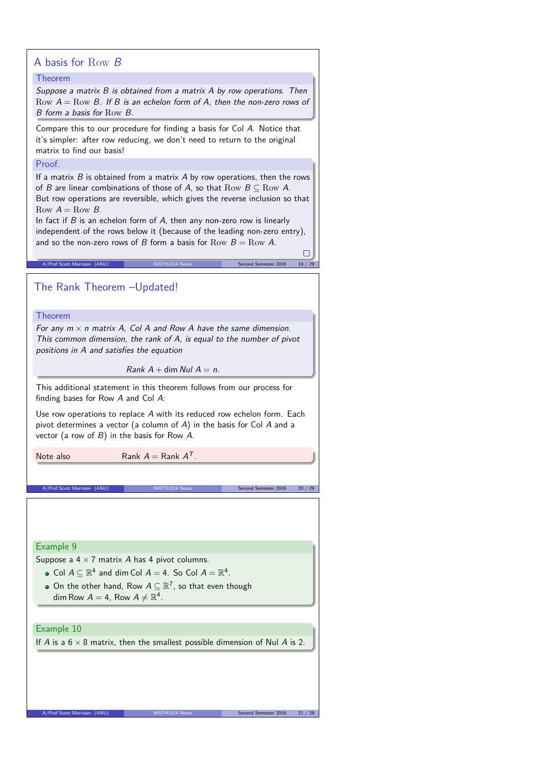## A basis for Row $B$

**Theorem**

*Suppose a matrix $B$ is obtained from a matrix $A$ by row operations. Then $\mathrm{Row}\ A = \mathrm{Row}\ B$. If $B$ is an echelon form of $A$, then the non-zero rows of $B$ form a basis for $\mathrm{Row}\ B$.*

Compare this to our procedure for finding a basis for Col $A$. Notice that it's simpler: after row reducing, we don't need to return to the original matrix to find our basis!

**Proof.**

If a matrix $B$ is obtained from a matrix $A$ by row operations, then the rows of $B$ are linear combinations of those of $A$, so that $\mathrm{Row}\ B \subseteq \mathrm{Row}\ A$.
But row operations are reversible, which gives the reverse inclusion so that $\mathrm{Row}\ A = \mathrm{Row}\ B$.
In fact if $B$ is an echelon form of $A$, then any non-zero row is linearly independent of the rows below it (because of the leading non-zero entry), and so the non-zero rows of $B$ form a basis for $\mathrm{Row}\ B = \mathrm{Row}\ A$. □

## The Rank Theorem –Updated!

**Theorem**

*For any $m \times n$ matrix $A$, Col $A$ and Row $A$ have the same dimension. This common dimension, the rank of $A$, is equal to the number of pivot positions in $A$ and satisfies the equation*

$$\textit{Rank } A + \dim \textit{Nul } A = n.$$

This additional statement in this theorem follows from our process for finding bases for Row $A$ and Col $A$:

Use row operations to replace $A$ with its reduced row echelon form. Each pivot determines a vector (a column of $A$) in the basis for Col $A$ and a vector (a row of $B$) in the basis for Row $A$.

Note also $\quad \text{Rank } A = \text{Rank } A^T.$

**Example 9**

Suppose a $4 \times 7$ matrix $A$ has 4 pivot columns.

- Col $A \subseteq \mathbb{R}^4$ and $\dim$ Col $A = 4$. So Col $A = \mathbb{R}^4$.
- On the other hand, Row $A \subseteq \mathbb{R}^7$, so that even though $\dim$ Row $A = 4$, Row $A \neq \mathbb{R}^4$.

**Example 10**

If $A$ is a $6 \times 8$ matrix, then the smallest possible dimension of Nul $A$ is 2.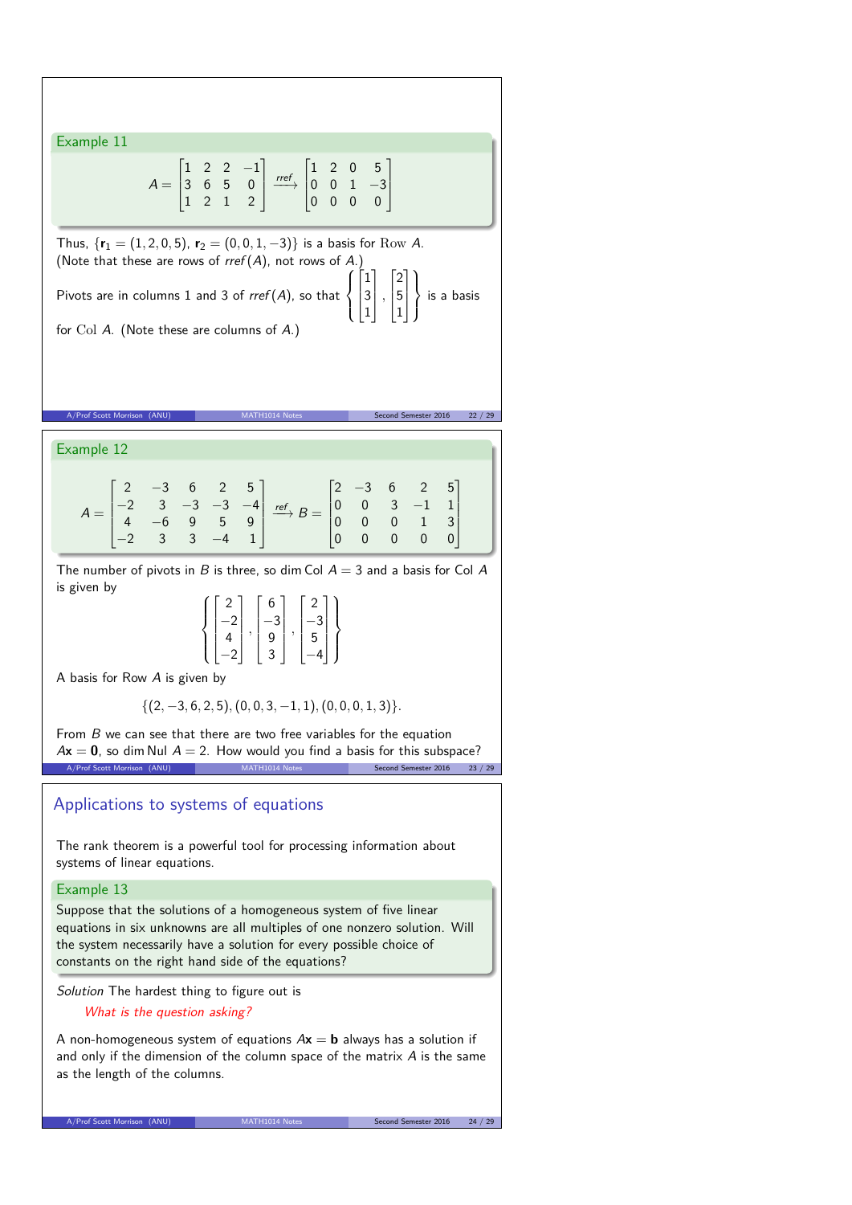### Example 11

$$A = \begin{bmatrix} 1 & 2 & 2 & -1 \\ 3 & 6 & 5 & 0 \\ 1 & 2 & 1 & 2 \end{bmatrix} \xrightarrow{rref} \begin{bmatrix} 1 & 2 & 0 & 5 \\ 0 & 0 & 1 & -3 \\ 0 & 0 & 0 & 0 \end{bmatrix}$$

Thus, $\{\mathbf{r}_1 = (1, 2, 0, 5), \mathbf{r}_2 = (0, 0, 1, -3)\}$ is a basis for $\mathrm{Row}\ A$. (Note that these are rows of $rref(A)$, not rows of $A$.)

Pivots are in columns 1 and 3 of $rref(A)$, so that $\left\{ \begin{bmatrix} 1 \\ 3 \\ 1 \end{bmatrix}, \begin{bmatrix} 2 \\ 5 \\ 1 \end{bmatrix} \right\}$ is a basis for $\mathrm{Col}\ A$. (Note these are columns of $A$.)

### Example 12

$$A = \begin{bmatrix} 2 & -3 & 6 & 2 & 5 \\ -2 & 3 & -3 & -3 & -4 \\ 4 & -6 & 9 & 5 & 9 \\ -2 & 3 & 3 & -4 & 1 \end{bmatrix} \xrightarrow{ref} B = \begin{bmatrix} 2 & -3 & 6 & 2 & 5 \\ 0 & 0 & 3 & -1 & 1 \\ 0 & 0 & 0 & 1 & 3 \\ 0 & 0 & 0 & 0 & 0 \end{bmatrix}$$

The number of pivots in $B$ is three, so $\dim \mathrm{Col}\ A = 3$ and a basis for $\mathrm{Col}\ A$ is given by

$$\left\{ \begin{bmatrix} 2 \\ -2 \\ 4 \\ -2 \end{bmatrix}, \begin{bmatrix} 6 \\ -3 \\ 9 \\ 3 \end{bmatrix}, \begin{bmatrix} 2 \\ -3 \\ 5 \\ -4 \end{bmatrix} \right\}$$

A basis for Row $A$ is given by

$$\{(2, -3, 6, 2, 5), (0, 0, 3, -1, 1), (0, 0, 0, 1, 3)\}.$$

From $B$ we can see that there are two free variables for the equation $A\mathbf{x} = \mathbf{0}$, so $\dim \mathrm{Nul}\ A = 2$. How would you find a basis for this subspace?

## Applications to systems of equations

The rank theorem is a powerful tool for processing information about systems of linear equations.

### Example 13

Suppose that the solutions of a homogeneous system of five linear equations in six unknowns are all multiples of one nonzero solution. Will the system necessarily have a solution for every possible choice of constants on the right hand side of the equations?

*Solution* The hardest thing to figure out is

*What is the question asking?*

A non-homogeneous system of equations $A\mathbf{x} = \mathbf{b}$ always has a solution if and only if the dimension of the column space of the matrix $A$ is the same as the length of the columns.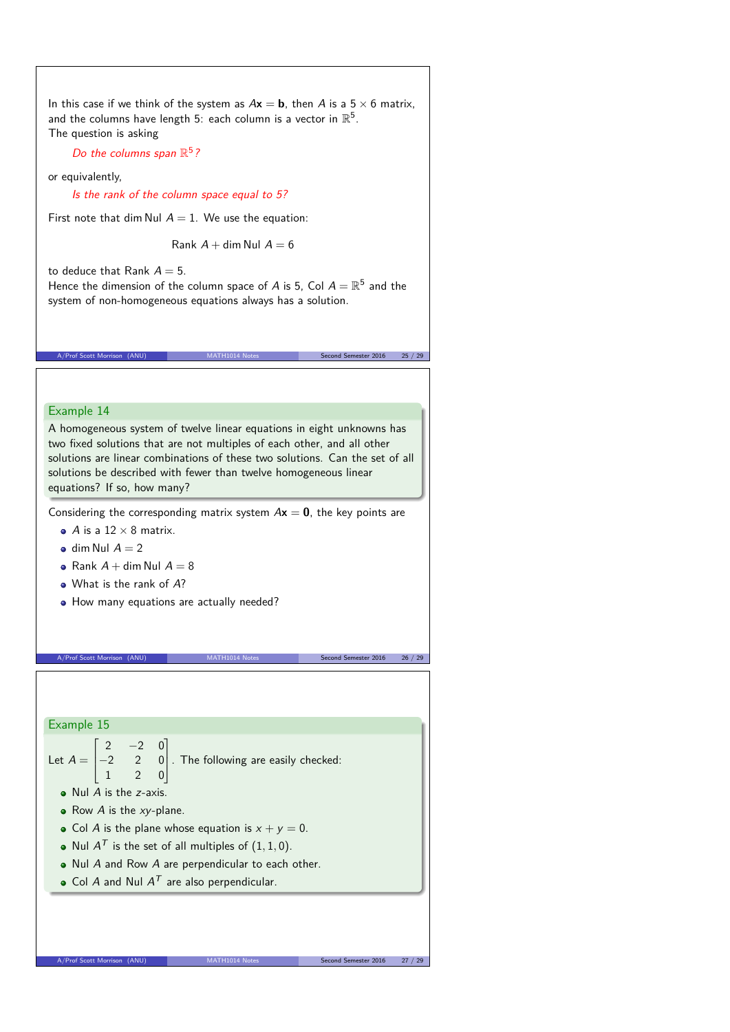In this case if we think of the system as $A\mathbf{x} = \mathbf{b}$, then $A$ is a $5 \times 6$ matrix, and the columns have length 5: each column is a vector in $\mathbb{R}^5$.
The question is asking

*Do the columns span $\mathbb{R}^5$?*

or equivalently,

*Is the rank of the column space equal to 5?*

First note that $\dim \text{Nul } A = 1$. We use the equation:

$$\text{Rank } A + \dim \text{Nul } A = 6$$

to deduce that $\text{Rank } A = 5$.
Hence the dimension of the column space of $A$ is 5, $\text{Col } A = \mathbb{R}^5$ and the system of non-homogeneous equations always has a solution.

## Example 14

A homogeneous system of twelve linear equations in eight unknowns has two fixed solutions that are not multiples of each other, and all other solutions are linear combinations of these two solutions. Can the set of all solutions be described with fewer than twelve homogeneous linear equations? If so, how many?

Considering the corresponding matrix system $A\mathbf{x} = \mathbf{0}$, the key points are

- $A$ is a $12 \times 8$ matrix.
- $\dim \text{Nul } A = 2$
- $\text{Rank } A + \dim \text{Nul } A = 8$
- What is the rank of $A$?
- How many equations are actually needed?

## Example 15

Let $A = \begin{bmatrix} 2 & -2 & 0 \\ -2 & 2 & 0 \\ 1 & 2 & 0 \end{bmatrix}$. The following are easily checked:

- $\text{Nul } A$ is the $z$-axis.
- $\text{Row } A$ is the $xy$-plane.
- $\text{Col } A$ is the plane whose equation is $x + y = 0$.
- $\text{Nul } A^T$ is the set of all multiples of $(1, 1, 0)$.
- $\text{Nul } A$ and $\text{Row } A$ are perpendicular to each other.
- $\text{Col } A$ and $\text{Nul } A^T$ are also perpendicular.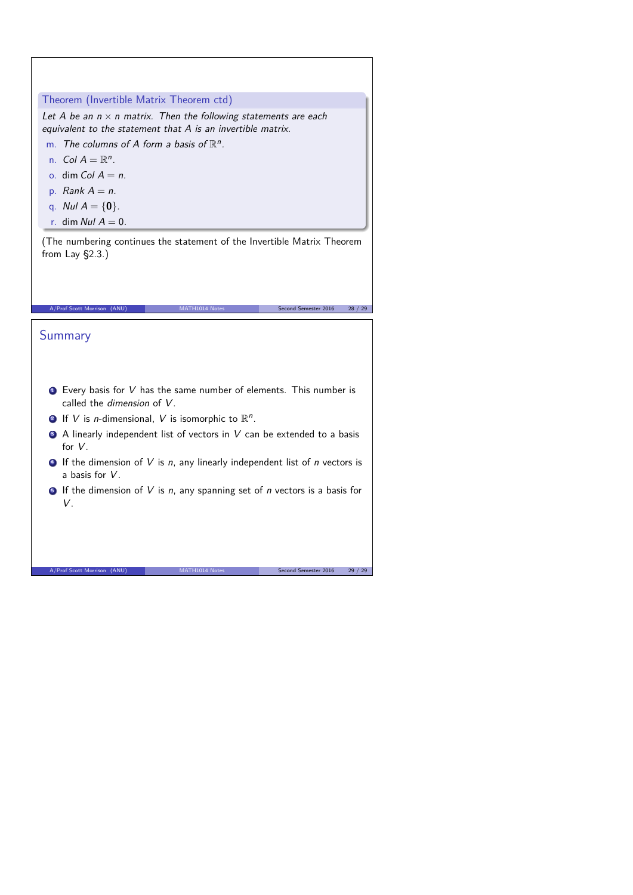### Theorem (Invertible Matrix Theorem ctd)

*Let $A$ be an $n \times n$ matrix. Then the following statements are each equivalent to the statement that $A$ is an invertible matrix.*

m. *The columns of $A$ form a basis of $\mathbb{R}^n$.*

n. *Col* $A = \mathbb{R}^n$.

o. dim *Col* $A = n$.

p. *Rank* $A = n$.

q. *Nul* $A = \{\mathbf{0}\}$.

r. dim *Nul* $A = 0$.

(The numbering continues the statement of the Invertible Matrix Theorem from Lay §2.3.)

## Summary

1. Every basis for $V$ has the same number of elements. This number is called the *dimension* of $V$.
2. If $V$ is $n$-dimensional, $V$ is isomorphic to $\mathbb{R}^n$.
3. A linearly independent list of vectors in $V$ can be extended to a basis for $V$.
4. If the dimension of $V$ is $n$, any linearly independent list of $n$ vectors is a basis for $V$.
5. If the dimension of $V$ is $n$, any spanning set of $n$ vectors is a basis for $V$.